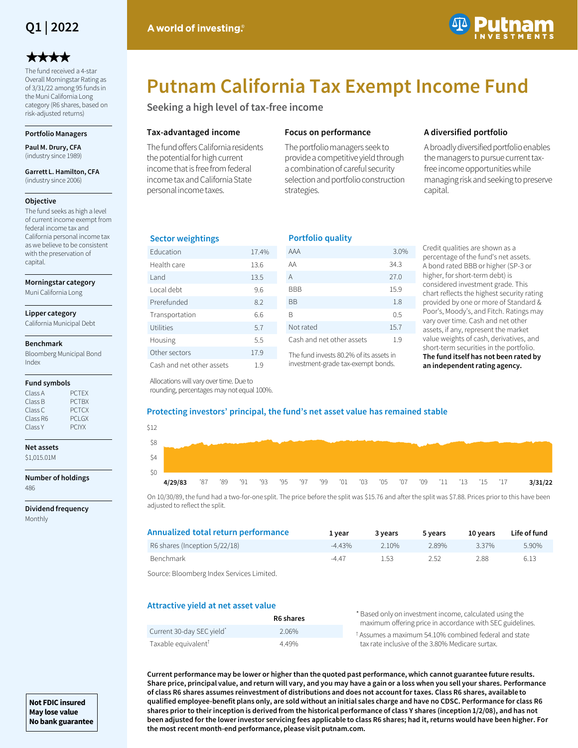# Putnam California Tax Exempt Income Fund

**Q1 | 2022**

A world of investing.®

★★★★

The fund received a 4-star Overall Morningstar Rating as of 3/31/22 among 95 funds in the Muni California Long category (R6 shares, based on risk-adjusted returns)

**Portfolio Managers**

**Paul M. Drury, CFA** (industry since 1989)

**Garrett L. Hamilton, CFA** (industry since 2006)

**Objective**

The fund seeks as high a level of current income exempt from federal income tax and California personal income tax as we believe to be consistent with the preservation of capital.

**Morningstar category**

Muni California Long

**Lipper category**

California Municipal Debt

**Benchmark**

Bloomberg Municipal Bond Index

**Fund symbols**

| | |
|---|---|
| Class A | PCTEX |
| Class B | PCTBX |
| Class C | PCTCX |
| Class R6 | PCLGX |
| Class Y | PCIYX |

**Net assets**

$1,015.01M

**Number of holdings**

486

**Dividend frequency**

Monthly

**Not FDIC insured**
**May lose value**
**No bank guarantee**

## Seeking a high level of tax-free income

### Tax-advantaged income

The fund offers California residents the potential for high current income that is free from federal income tax and California State personal income taxes.

### Focus on performance

The portfolio managers seek to provide a competitive yield through a combination of careful security selection and portfolio construction strategies.

### A diversified portfolio

A broadly diversified portfolio enables the managers to pursue current tax-free income opportunities while managing risk and seeking to preserve capital.

### Sector weightings

| Sector | % |
|---|---|
| Education | 17.4% |
| Health care | 13.6 |
| Land | 13.5 |
| Local debt | 9.6 |
| Prerefunded | 8.2 |
| Transportation | 6.6 |
| Utilities | 5.7 |
| Housing | 5.5 |
| Other sectors | 17.9 |
| Cash and net other assets | 1.9 |

Allocations will vary over time. Due to rounding, percentages may not equal 100%.

### Portfolio quality

| Rating | % |
|---|---|
| AAA | 3.0% |
| AA | 34.3 |
| A | 27.0 |
| BBB | 15.9 |
| BB | 1.8 |
| B | 0.5 |
| Not rated | 15.7 |
| Cash and net other assets | 1.9 |

The fund invests 80.2% of its assets in investment-grade tax-exempt bonds.

Credit qualities are shown as a percentage of the fund's net assets. A bond rated BBB or higher (SP-3 or higher, for short-term debt) is considered investment grade. This chart reflects the highest security rating provided by one or more of Standard & Poor's, Moody's, and Fitch. Ratings may vary over time. Cash and net other assets, if any, represent the market value weights of cash, derivatives, and short-term securities in the portfolio. **The fund itself has not been rated by an independent rating agency.**

### Protecting investors' principal, the fund's net asset value has remained stable

On 10/30/89, the fund had a two-for-one split. The price before the split was $15.76 and after the split was $7.88. Prices prior to this have been adjusted to reflect the split.

### Annualized total return performance

| | 1 year | 3 years | 5 years | 10 years | Life of fund |
|---|---|---|---|---|---|
| R6 shares (Inception 5/22/18) | -4.43% | 2.10% | 2.89% | 3.37% | 5.90% |
| Benchmark | -4.47 | 1.53 | 2.52 | 2.88 | 6.13 |

Source: Bloomberg Index Services Limited.

### Attractive yield at net asset value

| | R6 shares |
|---|---|
| Current 30-day SEC yield* | 2.06% |
| Taxable equivalent† | 4.49% |

\* Based only on investment income, calculated using the maximum offering price in accordance with SEC guidelines.

† Assumes a maximum 54.10% combined federal and state tax rate inclusive of the 3.80% Medicare surtax.

**Current performance may be lower or higher than the quoted past performance, which cannot guarantee future results. Share price, principal value, and return will vary, and you may have a gain or a loss when you sell your shares. Performance of class R6 shares assumes reinvestment of distributions and does not account for taxes. Class R6 shares, available to qualified employee-benefit plans only, are sold without an initial sales charge and have no CDSC. Performance for class R6 shares prior to their inception is derived from the historical performance of class Y shares (inception 1/2/08), and has not been adjusted for the lower investor servicing fees applicable to class R6 shares; had it, returns would have been higher. For the most recent month-end performance, please visit putnam.com.**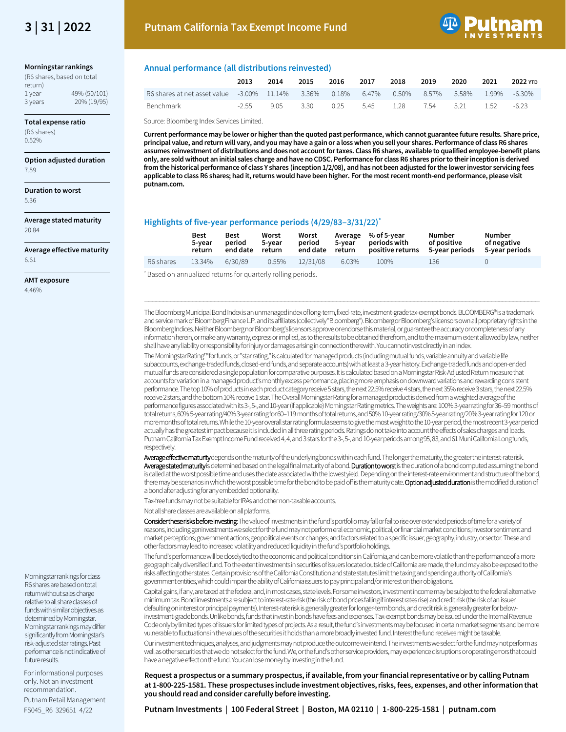3 | 31 | 2022

# Putnam California Tax Exempt Income Fund

**Morningstar rankings**

(R6 shares, based on total return)

1 year 49% (50/101)

3 years 20% (19/95)

**Total expense ratio**

(R6 shares)

0.52%

**Option adjusted duration**

7.59

**Duration to worst**

5.36

**Average stated maturity**

20.84

**Average effective maturity**

6.61

**AMT exposure**

4.46%

Morningstar rankings for class R6 shares are based on total return without sales charge relative to all share classes of funds with similar objectives as determined by Morningstar. Morningstar rankings may differ significantly from Morningstar's risk-adjusted star ratings. Past performance is not indicative of future results.

For informational purposes only. Not an investment recommendation.

Putnam Retail Management

FS045_R6 329651 4/22

## Annual performance (all distributions reinvested)

| | 2013 | 2014 | 2015 | 2016 | 2017 | 2018 | 2019 | 2020 | 2021 | 2022 YTD |
|---|---|---|---|---|---|---|---|---|---|---|
| R6 shares at net asset value | -3.00% | 11.14% | 3.36% | 0.18% | 6.47% | 0.50% | 8.57% | 5.58% | 1.99% | -6.30% |
| Benchmark | -2.55 | 9.05 | 3.30 | 0.25 | 5.45 | 1.28 | 7.54 | 5.21 | 1.52 | -6.23 |

Source: Bloomberg Index Services Limited.

**Current performance may be lower or higher than the quoted past performance, which cannot guarantee future results. Share price, principal value, and return will vary, and you may have a gain or a loss when you sell your shares. Performance of class R6 shares assumes reinvestment of distributions and does not account for taxes. Class R6 shares, available to qualified employee-benefit plans only, are sold without an initial sales charge and have no CDSC. Performance for class R6 shares prior to their inception is derived from the historical performance of class Y shares (inception 1/2/08), and has not been adjusted for the lower investor servicing fees applicable to class R6 shares; had it, returns would have been higher. For the most recent month-end performance, please visit putnam.com.**

## Highlights of five-year performance periods (4/29/83–3/31/22)*

| | Best 5-year return | Best period end date | Worst 5-year return | Worst period end date | Average 5-year return | % of 5-year periods with positive returns | Number of positive 5-year periods | Number of negative 5-year periods |
|---|---|---|---|---|---|---|---|---|
| R6 shares | 13.34% | 6/30/89 | 0.55% | 12/31/08 | 6.03% | 100% | 136 | 0 |

* Based on annualized returns for quarterly rolling periods.

The Bloomberg Municipal Bond Index is an unmanaged index of long-term, fixed-rate, investment-grade tax-exempt bonds. BLOOMBERG® is a trademark and service mark of Bloomberg Finance L.P. and its affiliates (collectively "Bloomberg"). Bloomberg or Bloomberg's licensors own all proprietary rights in the Bloomberg Indices. Neither Bloomberg nor Bloomberg's licensors approve or endorse this material, or guarantee the accuracy or completeness of any information herein, or make any warranty, express or implied, as to the results to be obtained therefrom, and to the maximum extent allowed by law, neither shall have any liability or responsibility for injury or damages arising in connection therewith. You cannot invest directly in an index.

The Morningstar Rating™ for funds, or "star rating," is calculated for managed products (including mutual funds, variable annuity and variable life subaccounts, exchange-traded funds, closed-end funds, and separate accounts) with at least a 3-year history. Exchange-traded funds and open-ended mutual funds are considered a single population for comparative purposes. It is calculated based on a Morningstar Risk-Adjusted Return measure that accounts for variation in a managed product's monthly excess performance, placing more emphasis on downward variations and rewarding consistent performance. The top 10% of products in each product category receive 5 stars, the next 22.5% receive 4 stars, the next 35% receive 3 stars, the next 22.5% receive 2 stars, and the bottom 10% receive 1 star. The Overall Morningstar Rating for a managed product is derived from a weighted average of the performance figures associated with its 3-, 5-, and 10-year (if applicable) Morningstar Rating metrics. The weights are: 100% 3-year rating for 36–59 months of total returns, 60% 5-year rating/40% 3-year rating for 60–119 months of total returns, and 50% 10-year rating/30% 5-year rating/20% 3-year rating for 120 or more months of total returns. While the 10-year overall star rating formula seems to give the most weight to the 10-year period, the most recent 3-year period actually has the greatest impact because it is included in all three rating periods. Ratings do not take into account the effects of sales charges and loads. Putnam California Tax Exempt Income Fund received 4, 4, and 3 stars for the 3-, 5-, and 10-year periods among 95, 83, and 61 Muni California Long funds, respectively.

**Average effective maturity** depends on the maturity of the underlying bonds within each fund. The longer the maturity, the greater the interest-rate risk. **Average stated maturity** is determined based on the legal final maturity of a bond. **Duration to worst** is the duration of a bond computed assuming the bond is called at the worst possible time and uses the date associated with the lowest yield. Depending on the interest-rate environment and structure of the bond, there may be scenarios in which the worst possible time for the bond to be paid off is the maturity date. **Option adjusted duration** is the modified duration of a bond after adjusting for any embedded optionality.

Tax-free funds may not be suitable for IRAs and other non-taxable accounts.

Not all share classes are available on all platforms.

**Consider these risks before investing:** The value of investments in the fund's portfolio may fall or fail to rise over extended periods of time for a variety of reasons, including geninvestments we select for the fund may not perform eral economic, political, or financial market conditions; investor sentiment and market perceptions; government actions; geopolitical events or changes; and factors related to a specific issuer, geography, industry, or sector. These and other factors may lead to increased volatility and reduced liquidity in the fund's portfolio holdings.

The fund's performance will be closely tied to the economic and political conditions in California, and can be more volatile than the performance of a more geographically diversified fund. To the extent investments in securities of issuers located outside of California are made, the fund may also be exposed to the risks affecting other states. Certain provisions of the California Constitution and state statutes limit the taxing and spending authority of California's government entities, which could impair the ability of California issuers to pay principal and/or interest on their obligations.

Capital gains, if any, are taxed at the federal and, in most cases, state levels. For some investors, investment income may be subject to the federal alternative minimum tax. Bond investments are subject to interest-rate risk (the risk of bond prices falling if interest rates rise) and credit risk (the risk of an issuer defaulting on interest or principal payments). Interest-rate risk is generally greater for longer-term bonds, and credit risk is generally greater for below-investment-grade bonds. Unlike bonds, funds that invest in bonds have fees and expenses. Tax-exempt bonds may be issued under the Internal Revenue Code only by limited types of issuers for limited types of projects. As a result, the fund's investments may be focused in certain market segments and be more vulnerable to fluctuations in the values of the securities it holds than a more broadly invested fund. Interest the fund receives might be taxable.

Our investment techniques, analyses, and judgments may not produce the outcome we intend. The investments we select for the fund may not perform as well as other securities that we do not select for the fund. We, or the fund's other service providers, may experience disruptions or operating errors that could have a negative effect on the fund. You can lose money by investing in the fund.

**Request a prospectus or a summary prospectus, if available, from your financial representative or by calling Putnam at 1-800-225-1581. These prospectuses include investment objectives, risks, fees, expenses, and other information that you should read and consider carefully before investing.**

**Putnam Investments | 100 Federal Street | Boston, MA 02110 | 1-800-225-1581 | putnam.com**